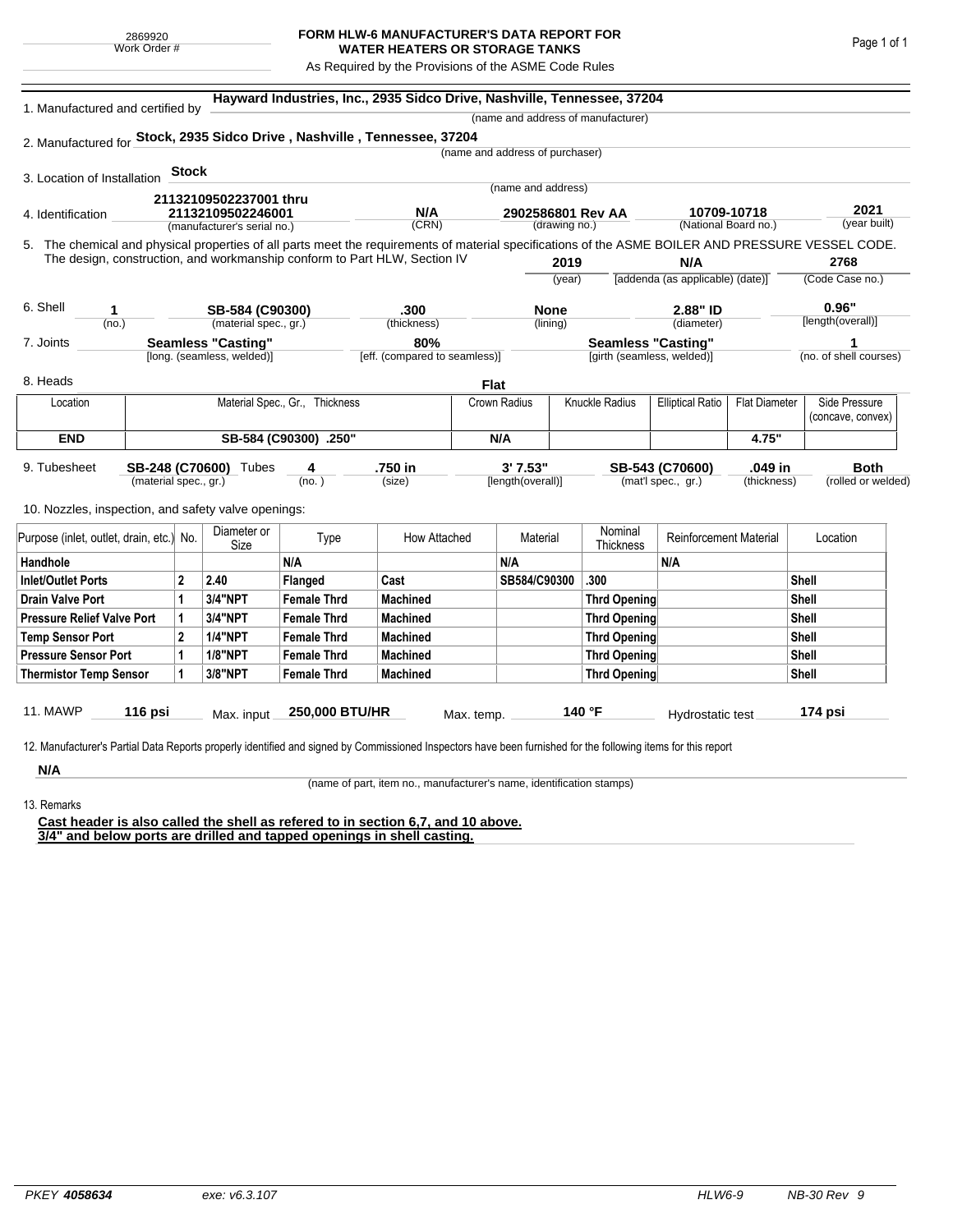2869920
Work Order #

# FORM HLW-6 MANUFACTURER'S DATA REPORT FOR WATER HEATERS OR STORAGE TANKS

As Required by the Provisions of the ASME Code Rules

1. Manufactured and certified by **Hayward Industries, Inc., 2935 Sidco Drive, Nashville, Tennessee, 37204**
(name and address of manufacturer)

2. Manufactured for **Stock, 2935 Sidco Drive , Nashville , Tennessee, 37204**
(name and address of purchaser)

3. Location of Installation **Stock**
(name and address)

4. Identification **21132109502237001 thru 21132109502246001** (manufacturer's serial no.) | **N/A** (CRN) | **2902586801 Rev AA** (drawing no.) | **10709-10718** (National Board no.) | **2021** (year built)

5. The chemical and physical properties of all parts meet the requirements of material specifications of the ASME BOILER AND PRESSURE VESSEL CODE. The design, construction, and workmanship conform to Part HLW, Section IV **2019** (year) | **N/A** [addenda (as applicable) (date)] | **2768** (Code Case no.)

6. Shell **1** (no.) | **SB-584 (C90300)** (material spec., gr.) | **.300** (thickness) | **None** (lining) | **2.88" ID** (diameter) | **0.96"** [length(overall)]

7. Joints **Seamless "Casting"** [long. (seamless, welded)] | **80%** [eff. (compared to seamless)] | **Seamless "Casting"** [girth (seamless, welded)] | **1** (no. of shell courses)

8. Heads **Flat**

| Location | Material Spec., Gr., Thickness | Crown Radius | Knuckle Radius | Elliptical Ratio | Flat Diameter | Side Pressure (concave, convex) |
|---|---|---|---|---|---|---|
| **END** | **SB-584 (C90300) .250"** | **N/A** | | | **4.75"** | |

9. Tubesheet **SB-248 (C70600)** (material spec., gr.) Tubes **4** (no.) | **.750 in** (size) | **3' 7.53"** [length(overall)] | **SB-543 (C70600)** (mat'l spec., gr.) | **.049 in** (thickness) | **Both** (rolled or welded)

10. Nozzles, inspection, and safety valve openings:

| Purpose (inlet, outlet, drain, etc.) | No. | Diameter or Size | Type | How Attached | Material | Nominal Thickness | Reinforcement Material | Location |
|---|---|---|---|---|---|---|---|---|
| **Handhole** | | | **N/A** | | **N/A** | | **N/A** | |
| **Inlet/Outlet Ports** | **2** | **2.40** | **Flanged** | **Cast** | **SB584/C90300** | **.300** | | **Shell** |
| **Drain Valve Port** | **1** | **3/4"NPT** | **Female Thrd** | **Machined** | | **Thrd Opening** | | **Shell** |
| **Pressure Relief Valve Port** | **1** | **3/4"NPT** | **Female Thrd** | **Machined** | | **Thrd Opening** | | **Shell** |
| **Temp Sensor Port** | **2** | **1/4"NPT** | **Female Thrd** | **Machined** | | **Thrd Opening** | | **Shell** |
| **Pressure Sensor Port** | **1** | **1/8"NPT** | **Female Thrd** | **Machined** | | **Thrd Opening** | | **Shell** |
| **Thermistor Temp Sensor** | **1** | **3/8"NPT** | **Female Thrd** | **Machined** | | **Thrd Opening** | | **Shell** |

11. MAWP **116 psi** Max. input **250,000 BTU/HR** Max. temp. **140 °F** Hydrostatic test **174 psi**

12. Manufacturer's Partial Data Reports properly identified and signed by Commissioned Inspectors have been furnished for the following items for this report

**N/A**
(name of part, item no., manufacturer's name, identification stamps)

13. Remarks

**Cast header is also called the shell as refered to in section 6,7, and 10 above.**
**3/4" and below ports are drilled and tapped openings in shell casting.**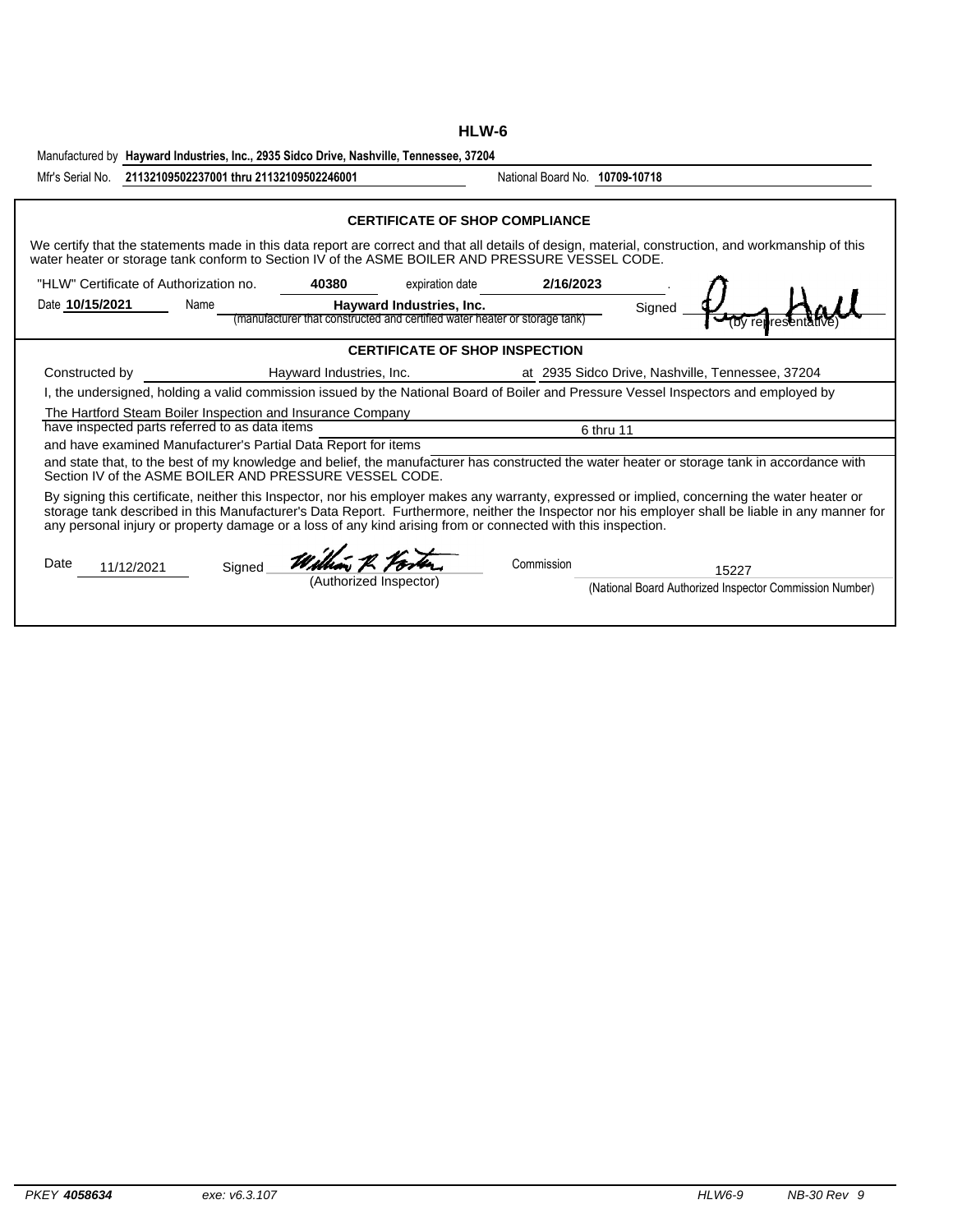# HLW-6

Manufactured by **Hayward Industries, Inc., 2935 Sidco Drive, Nashville, Tennessee, 37204**

Mfr's Serial No. **21132109502237001 thru 21132109502246001** National Board No. **10709-10718**

## CERTIFICATE OF SHOP COMPLIANCE

We certify that the statements made in this data report are correct and that all details of design, material, construction, and workmanship of this water heater or storage tank conform to Section IV of the ASME BOILER AND PRESSURE VESSEL CODE.

"HLW" Certificate of Authorization no. **40380** expiration date **2/16/2023** .

Date **10/15/2021** Name **Hayward Industries, Inc.** (manufacturer that constructed and certified water heater or storage tank) Signed (by representative)

## CERTIFICATE OF SHOP INSPECTION

Constructed by Hayward Industries, Inc. at 2935 Sidco Drive, Nashville, Tennessee, 37204

I, the undersigned, holding a valid commission issued by the National Board of Boiler and Pressure Vessel Inspectors and employed by The Hartford Steam Boiler Inspection and Insurance Company

have inspected parts referred to as data items 6 thru 11

and have examined Manufacturer's Partial Data Report for items

and state that, to the best of my knowledge and belief, the manufacturer has constructed the water heater or storage tank in accordance with Section IV of the ASME BOILER AND PRESSURE VESSEL CODE.

By signing this certificate, neither this Inspector, nor his employer makes any warranty, expressed or implied, concerning the water heater or storage tank described in this Manufacturer's Data Report. Furthermore, neither the Inspector nor his employer shall be liable in any manner for any personal injury or property damage or a loss of any kind arising from or connected with this inspection.

Date 11/12/2021 Signed (Authorized Inspector) Commission 15227 (National Board Authorized Inspector Commission Number)

*PKEY 4058634* *exe: v6.3.107* *HLW6-9* *NB-30 Rev 9*